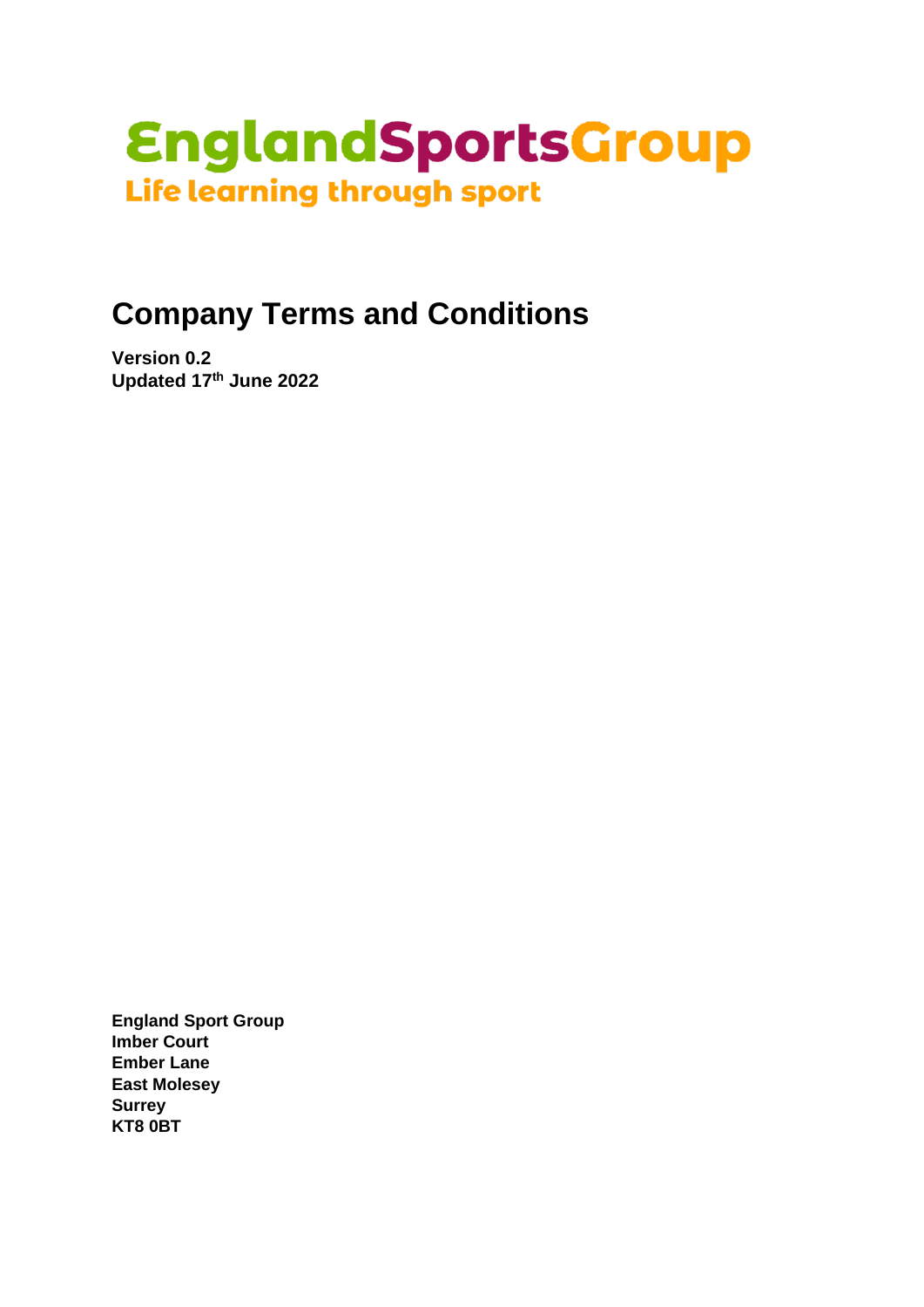EnglandSportsGroup

Life learning through sport

# Company Terms and Conditions

**Version 0.2**
**Updated 17th June 2022**

**England Sport Group**
**Imber Court**
**Ember Lane**
**East Molesey**
**Surrey**
**KT8 0BT**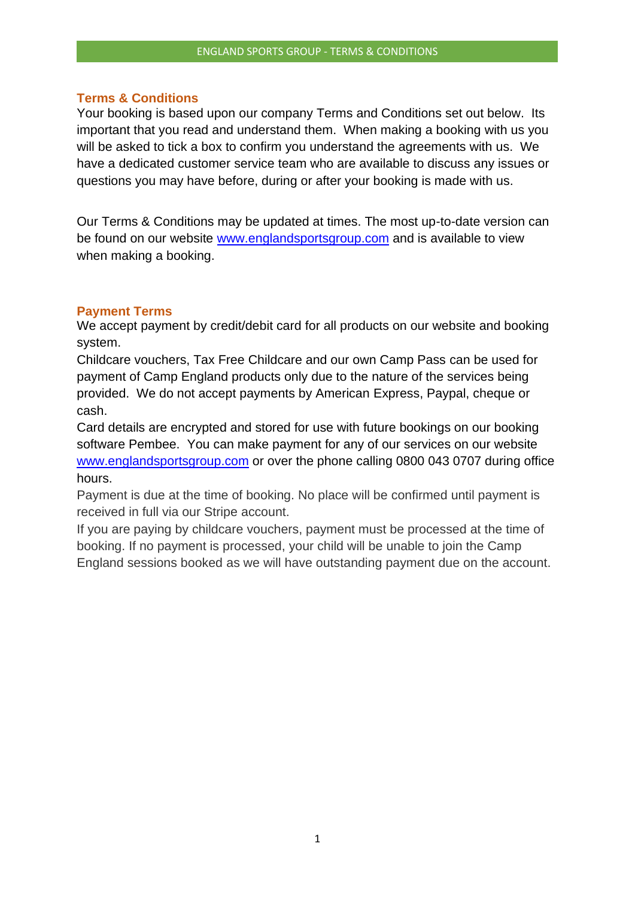## Terms & Conditions

Your booking is based upon our company Terms and Conditions set out below. Its important that you read and understand them. When making a booking with us you will be asked to tick a box to confirm you understand the agreements with us. We have a dedicated customer service team who are available to discuss any issues or questions you may have before, during or after your booking is made with us.

Our Terms & Conditions may be updated at times. The most up-to-date version can be found on our website [www.englandsportsgroup.com](http://www.englandsportsgroup.com) and is available to view when making a booking.

## Payment Terms

We accept payment by credit/debit card for all products on our website and booking system.

Childcare vouchers, Tax Free Childcare and our own Camp Pass can be used for payment of Camp England products only due to the nature of the services being provided. We do not accept payments by American Express, Paypal, cheque or cash.

Card details are encrypted and stored for use with future bookings on our booking software Pembee. You can make payment for any of our services on our website [www.englandsportsgroup.com](http://www.englandsportsgroup.com) or over the phone calling 0800 043 0707 during office hours.

Payment is due at the time of booking. No place will be confirmed until payment is received in full via our Stripe account.

If you are paying by childcare vouchers, payment must be processed at the time of booking. If no payment is processed, your child will be unable to join the Camp England sessions booked as we will have outstanding payment due on the account.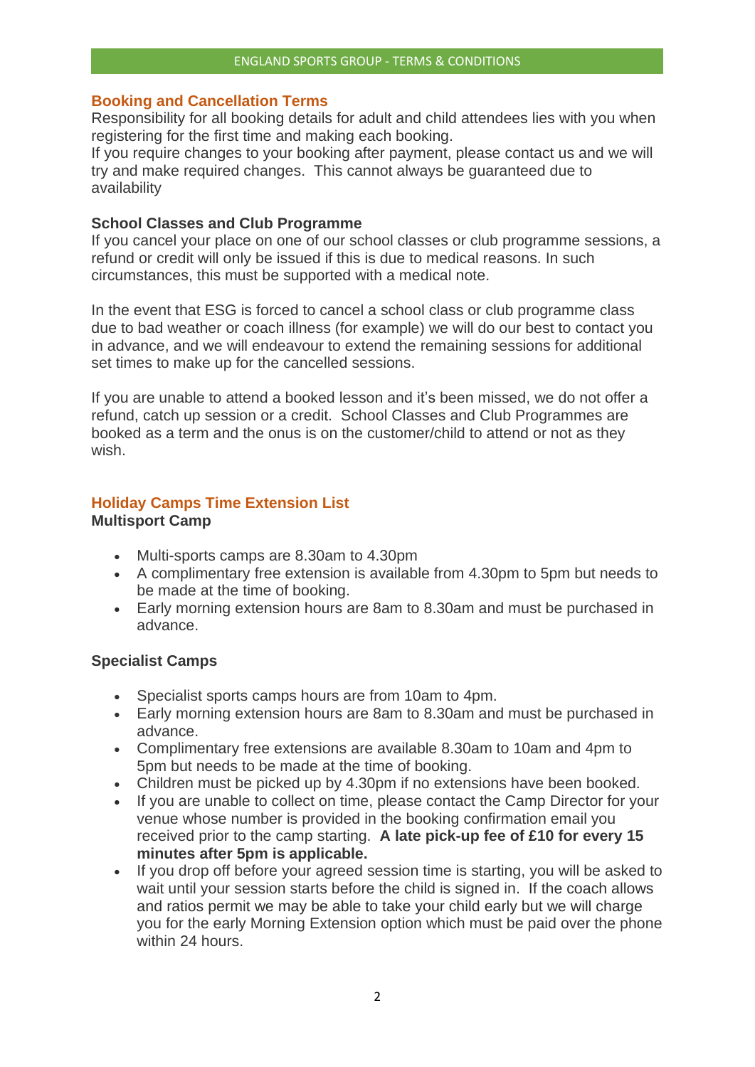## Booking and Cancellation Terms

Responsibility for all booking details for adult and child attendees lies with you when registering for the first time and making each booking.
If you require changes to your booking after payment, please contact us and we will try and make required changes. This cannot always be guaranteed due to availability

### School Classes and Club Programme

If you cancel your place on one of our school classes or club programme sessions, a refund or credit will only be issued if this is due to medical reasons. In such circumstances, this must be supported with a medical note.

In the event that ESG is forced to cancel a school class or club programme class due to bad weather or coach illness (for example) we will do our best to contact you in advance, and we will endeavour to extend the remaining sessions for additional set times to make up for the cancelled sessions.

If you are unable to attend a booked lesson and it's been missed, we do not offer a refund, catch up session or a credit. School Classes and Club Programmes are booked as a term and the onus is on the customer/child to attend or not as they wish.

## Holiday Camps Time Extension List

### Multisport Camp

- Multi-sports camps are 8.30am to 4.30pm
- A complimentary free extension is available from 4.30pm to 5pm but needs to be made at the time of booking.
- Early morning extension hours are 8am to 8.30am and must be purchased in advance.

### Specialist Camps

- Specialist sports camps hours are from 10am to 4pm.
- Early morning extension hours are 8am to 8.30am and must be purchased in advance.
- Complimentary free extensions are available 8.30am to 10am and 4pm to 5pm but needs to be made at the time of booking.
- Children must be picked up by 4.30pm if no extensions have been booked.
- If you are unable to collect on time, please contact the Camp Director for your venue whose number is provided in the booking confirmation email you received prior to the camp starting. **A late pick-up fee of £10 for every 15 minutes after 5pm is applicable.**
- If you drop off before your agreed session time is starting, you will be asked to wait until your session starts before the child is signed in. If the coach allows and ratios permit we may be able to take your child early but we will charge you for the early Morning Extension option which must be paid over the phone within 24 hours.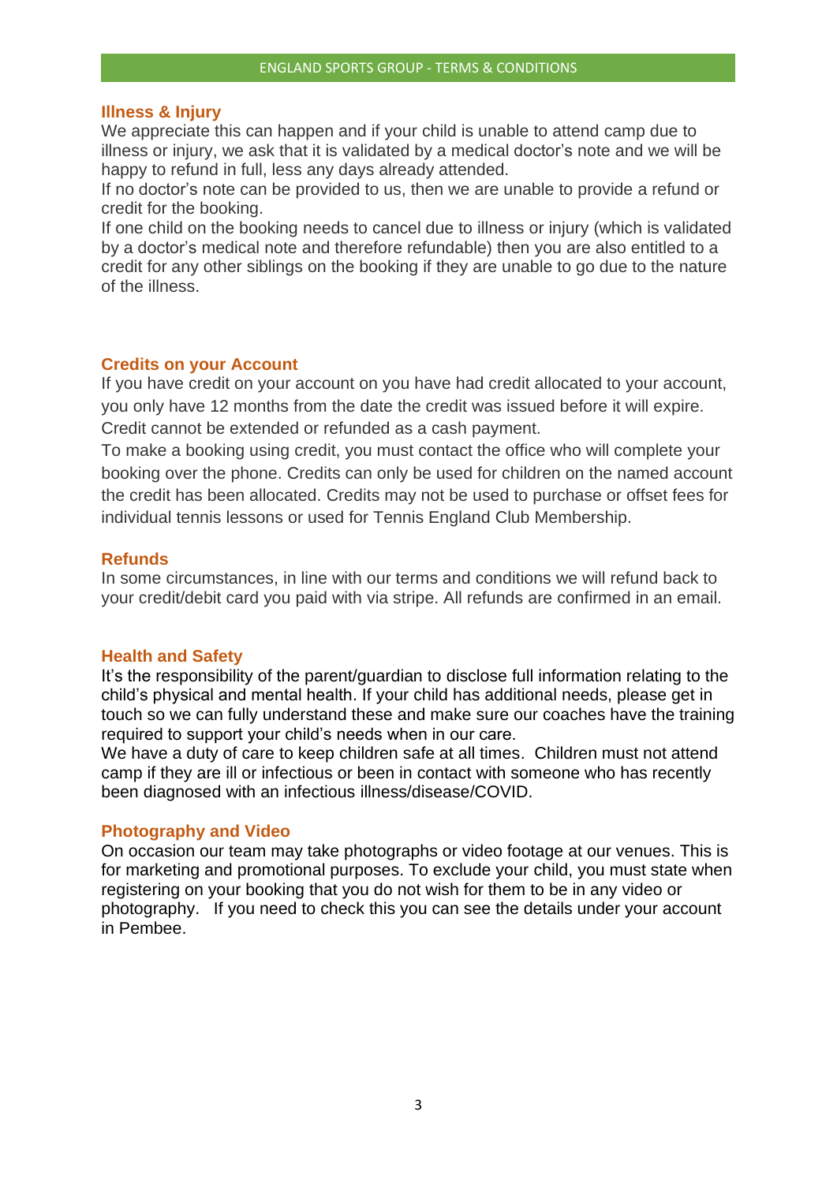## Illness & Injury

We appreciate this can happen and if your child is unable to attend camp due to illness or injury, we ask that it is validated by a medical doctor's note and we will be happy to refund in full, less any days already attended.

If no doctor's note can be provided to us, then we are unable to provide a refund or credit for the booking.

If one child on the booking needs to cancel due to illness or injury (which is validated by a doctor's medical note and therefore refundable) then you are also entitled to a credit for any other siblings on the booking if they are unable to go due to the nature of the illness.

## Credits on your Account

If you have credit on your account on you have had credit allocated to your account, you only have 12 months from the date the credit was issued before it will expire. Credit cannot be extended or refunded as a cash payment.

To make a booking using credit, you must contact the office who will complete your booking over the phone. Credits can only be used for children on the named account the credit has been allocated. Credits may not be used to purchase or offset fees for individual tennis lessons or used for Tennis England Club Membership.

## Refunds

In some circumstances, in line with our terms and conditions we will refund back to your credit/debit card you paid with via stripe. All refunds are confirmed in an email.

## Health and Safety

It's the responsibility of the parent/guardian to disclose full information relating to the child's physical and mental health. If your child has additional needs, please get in touch so we can fully understand these and make sure our coaches have the training required to support your child's needs when in our care.

We have a duty of care to keep children safe at all times. Children must not attend camp if they are ill or infectious or been in contact with someone who has recently been diagnosed with an infectious illness/disease/COVID.

## Photography and Video

On occasion our team may take photographs or video footage at our venues. This is for marketing and promotional purposes. To exclude your child, you must state when registering on your booking that you do not wish for them to be in any video or photography. If you need to check this you can see the details under your account in Pembee.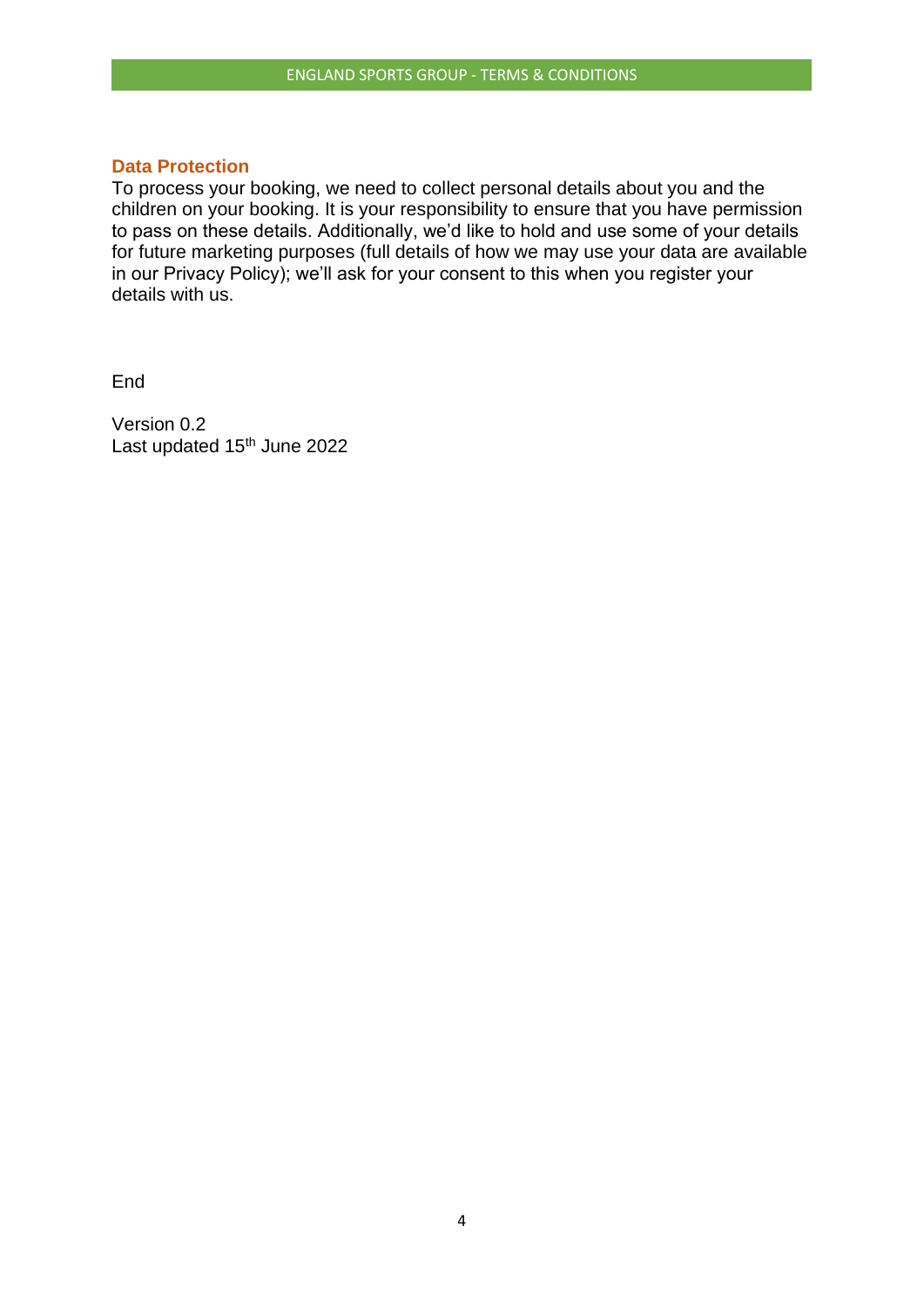## Data Protection

To process your booking, we need to collect personal details about you and the children on your booking. It is your responsibility to ensure that you have permission to pass on these details. Additionally, we'd like to hold and use some of your details for future marketing purposes (full details of how we may use your data are available in our Privacy Policy); we'll ask for your consent to this when you register your details with us.

End

Version 0.2
Last updated 15th June 2022